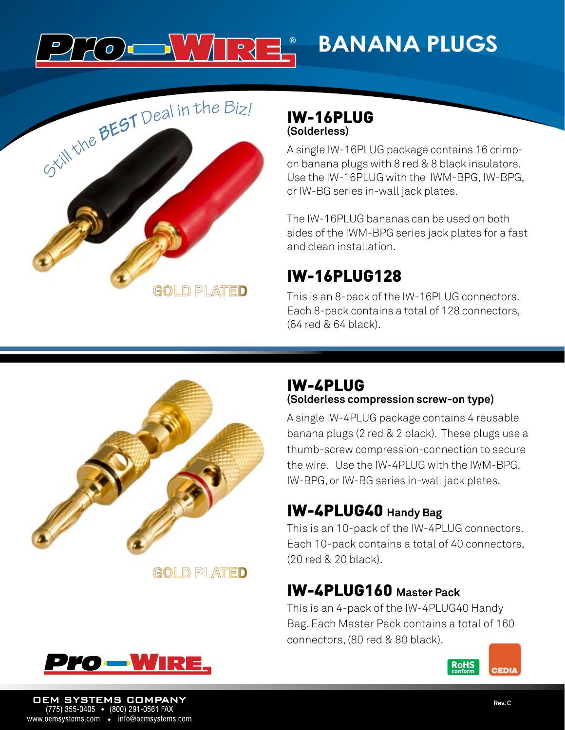# Pro-Wire® BANANA PLUGS

Still the BEST Deal in the Biz!

GOLD PLATED

## IW-16PLUG
**(Solderless)**

A single IW-16PLUG package contains 16 crimp-on banana plugs with 8 red & 8 black insulators. Use the IW-16PLUG with the IWM-BPG, IW-BPG, or IW-BG series in-wall jack plates.

The IW-16PLUG bananas can be used on both sides of the IWM-BPG series jack plates for a fast and clean installation.

## IW-16PLUG128

This is an 8-pack of the IW-16PLUG connectors. Each 8-pack contains a total of 128 connectors, (64 red & 64 black).

GOLD PLATED

## IW-4PLUG
**(Solderless compression screw-on type)**

A single IW-4PLUG package contains 4 reusable banana plugs (2 red & 2 black). These plugs use a thumb-screw compression-connection to secure the wire. Use the IW-4PLUG with the IWM-BPG, IW-BPG, or IW-BG series in-wall jack plates.

## IW-4PLUG40 Handy Bag

This is an 10-pack of the IW-4PLUG connectors. Each 10-pack contains a total of 40 connectors, (20 red & 20 black).

## IW-4PLUG160 Master Pack

This is an 4-pack of the IW-4PLUG40 Handy Bag. Each Master Pack contains a total of 160 connectors, (80 red & 80 black).

Pro-Wire

RoHS conform

CEDIA

OEM SYSTEMS COMPANY
(775) 355-0405 • (800) 291-0561 FAX
www.oemsystems.com • info@oemsystems.com

Rev. C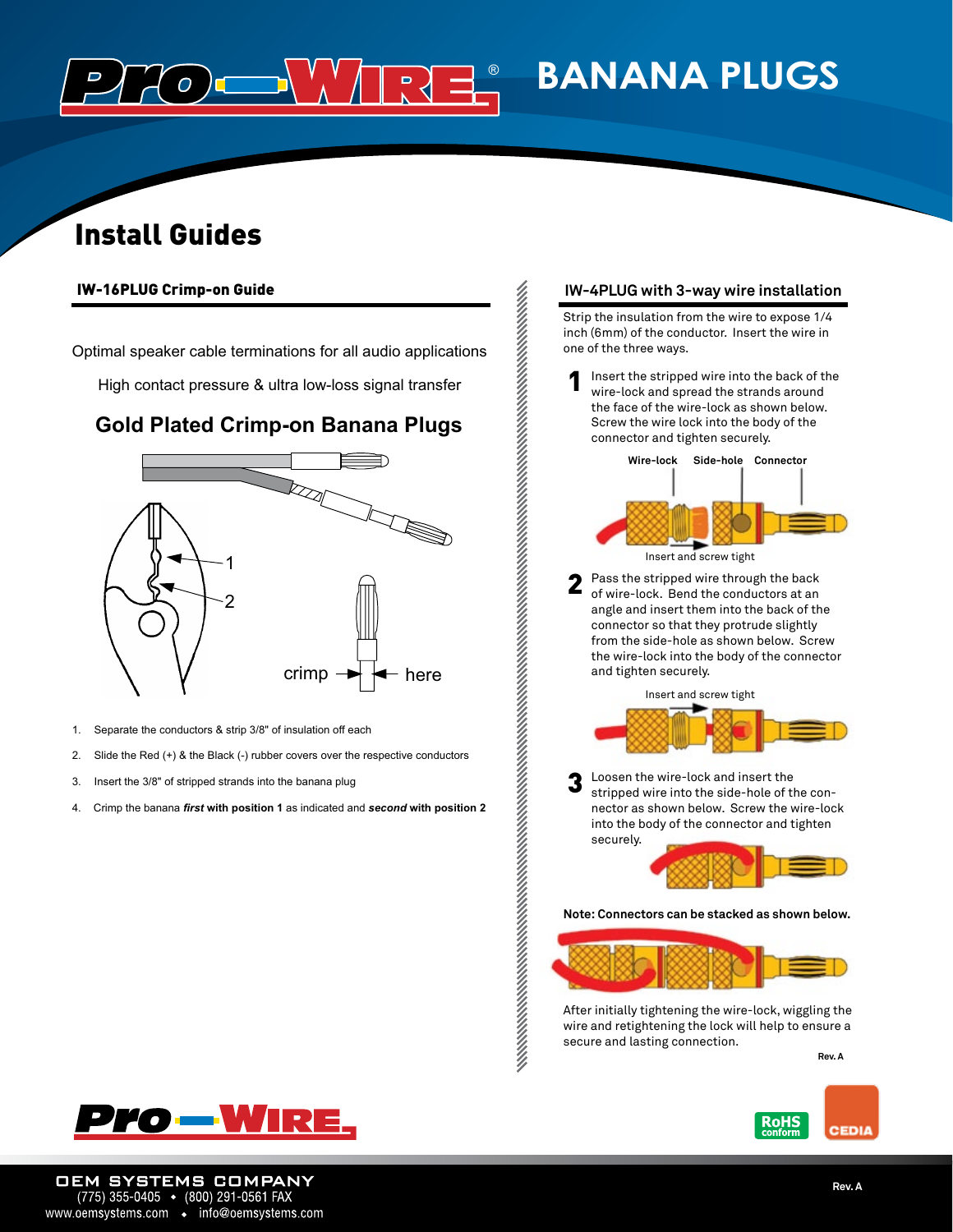# BANANA PLUGS

## Install Guides

### IW-16PLUG Crimp-on Guide

Optimal speaker cable terminations for all audio applications

High contact pressure & ultra low-loss signal transfer

### Gold Plated Crimp-on Banana Plugs

1

2

crimp

here

1. Separate the conductors & strip 3/8" of insulation off each
2. Slide the Red (+) & the Black (-) rubber covers over the respective conductors
3. Insert the 3/8" of stripped strands into the banana plug
4. Crimp the banana ***first* with position 1** as indicated and ***second* with position 2**

### IW-4PLUG with 3-way wire installation

Strip the insulation from the wire to expose 1/4 inch (6mm) of the conductor. Insert the wire in one of the three ways.

**1** Insert the stripped wire into the back of the wire-lock and spread the strands around the face of the wire-lock as shown below. Screw the wire lock into the body of the connector and tighten securely.

Wire-lock Side-hole Connector

Insert and screw tight

**2** Pass the stripped wire through the back of wire-lock. Bend the conductors at an angle and insert them into the back of the connector so that they protrude slightly from the side-hole as shown below. Screw the wire-lock into the body of the connector and tighten securely.

Insert and screw tight

**3** Loosen the wire-lock and insert the stripped wire into the side-hole of the connector as shown below. Screw the wire-lock into the body of the connector and tighten securely.

**Note: Connectors can be stacked as shown below.**

After initially tightening the wire-lock, wiggling the wire and retightening the lock will help to ensure a secure and lasting connection.

Rev. A

RoHS conform

CEDIA

OEM SYSTEMS COMPANY
(775) 355-0405 • (800) 291-0561 FAX
www.oemsystems.com • info@oemsystems.com

Rev. A